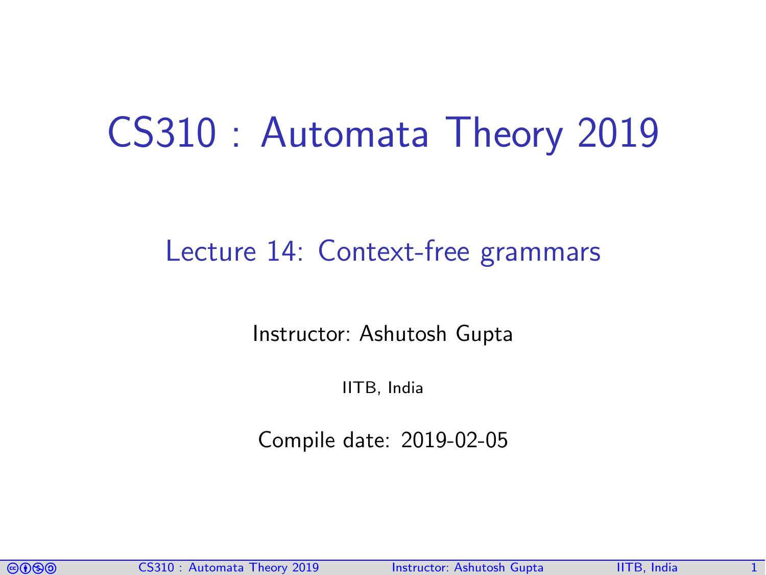# CS310 : Automata Theory 2019

## Lecture 14: Context-free grammars

Instructor: Ashutosh Gupta

IITB, India

Compile date: 2019-02-05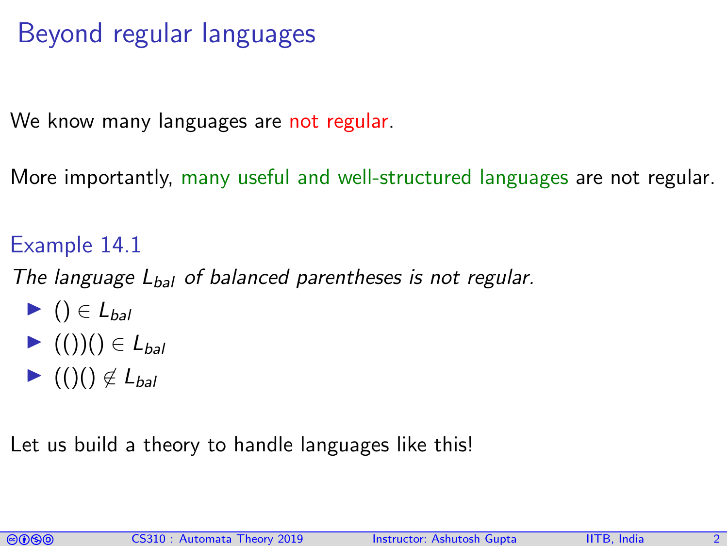# Beyond regular languages

We know many languages are not regular.

More importantly, many useful and well-structured languages are not regular.

### Example 14.1

*The language $L_{bal}$ of balanced parentheses is not regular.*

- $() \in L_{bal}$
- $(())() \in L_{bal}$
- $(()() \notin L_{bal}$

Let us build a theory to handle languages like this!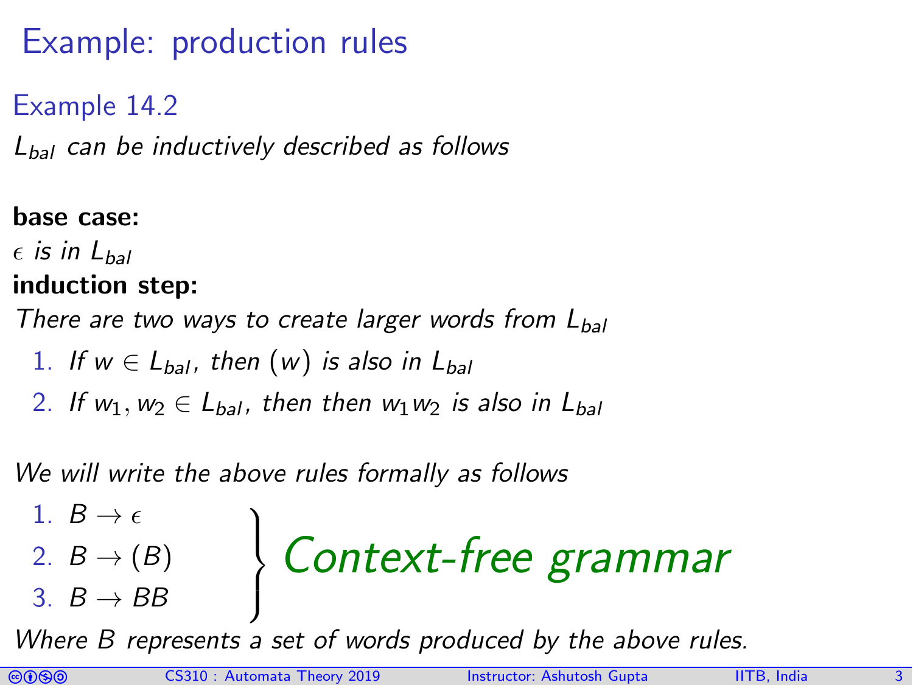# Example: production rules

## Example 14.2

*$L_{bal}$ can be inductively described as follows*

**base case:**

*$\epsilon$ is in $L_{bal}$*

**induction step:**

*There are two ways to create larger words from $L_{bal}$*

1. *If $w \in L_{bal}$, then $(w)$ is also in $L_{bal}$*
2. *If $w_1, w_2 \in L_{bal}$, then then $w_1 w_2$ is also in $L_{bal}$*

*We will write the above rules formally as follows*

1. $B \rightarrow \epsilon$
2. $B \rightarrow (B)$
3. $B \rightarrow BB$

} *Context-free grammar*

*Where $B$ represents a set of words produced by the above rules.*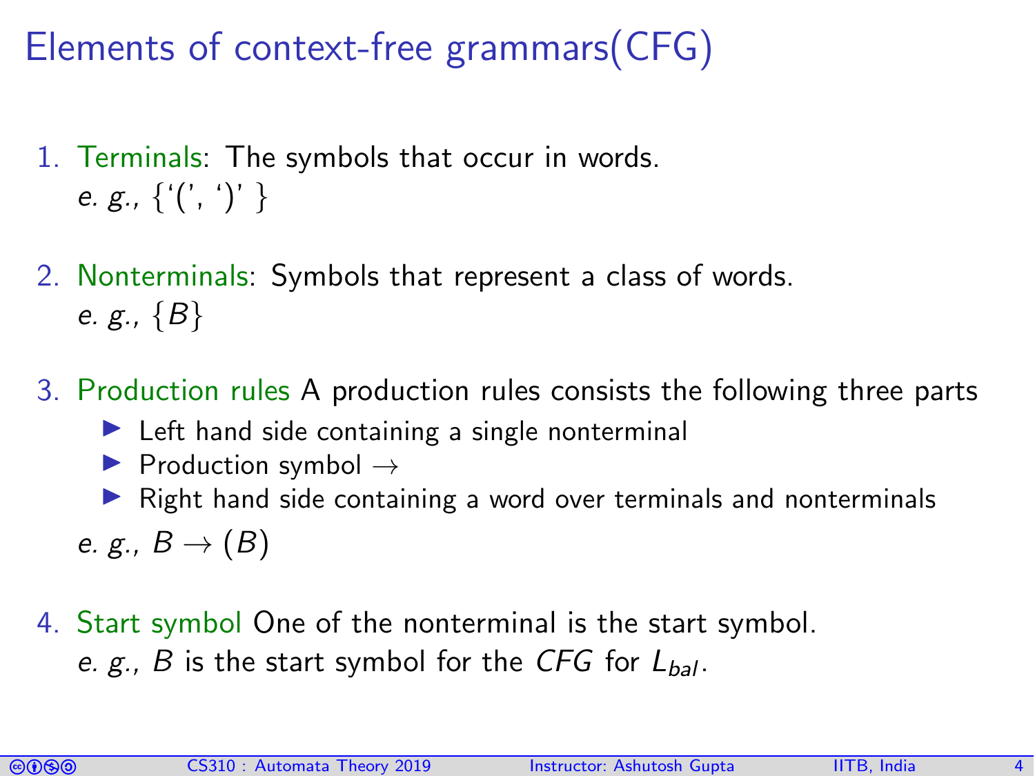# Elements of context-free grammars(CFG)

1. Terminals: The symbols that occur in words.
   *e. g.*, {'(', ')' }

2. Nonterminals: Symbols that represent a class of words.
   *e. g.*, $\{B\}$

3. Production rules A production rules consists the following three parts
   - Left hand side containing a single nonterminal
   - Production symbol $\rightarrow$
   - Right hand side containing a word over terminals and nonterminals

   *e. g.*, $B \rightarrow (B)$

4. Start symbol One of the nonterminal is the start symbol.
   *e. g.*, $B$ is the start symbol for the *CFG* for $L_{bal}$.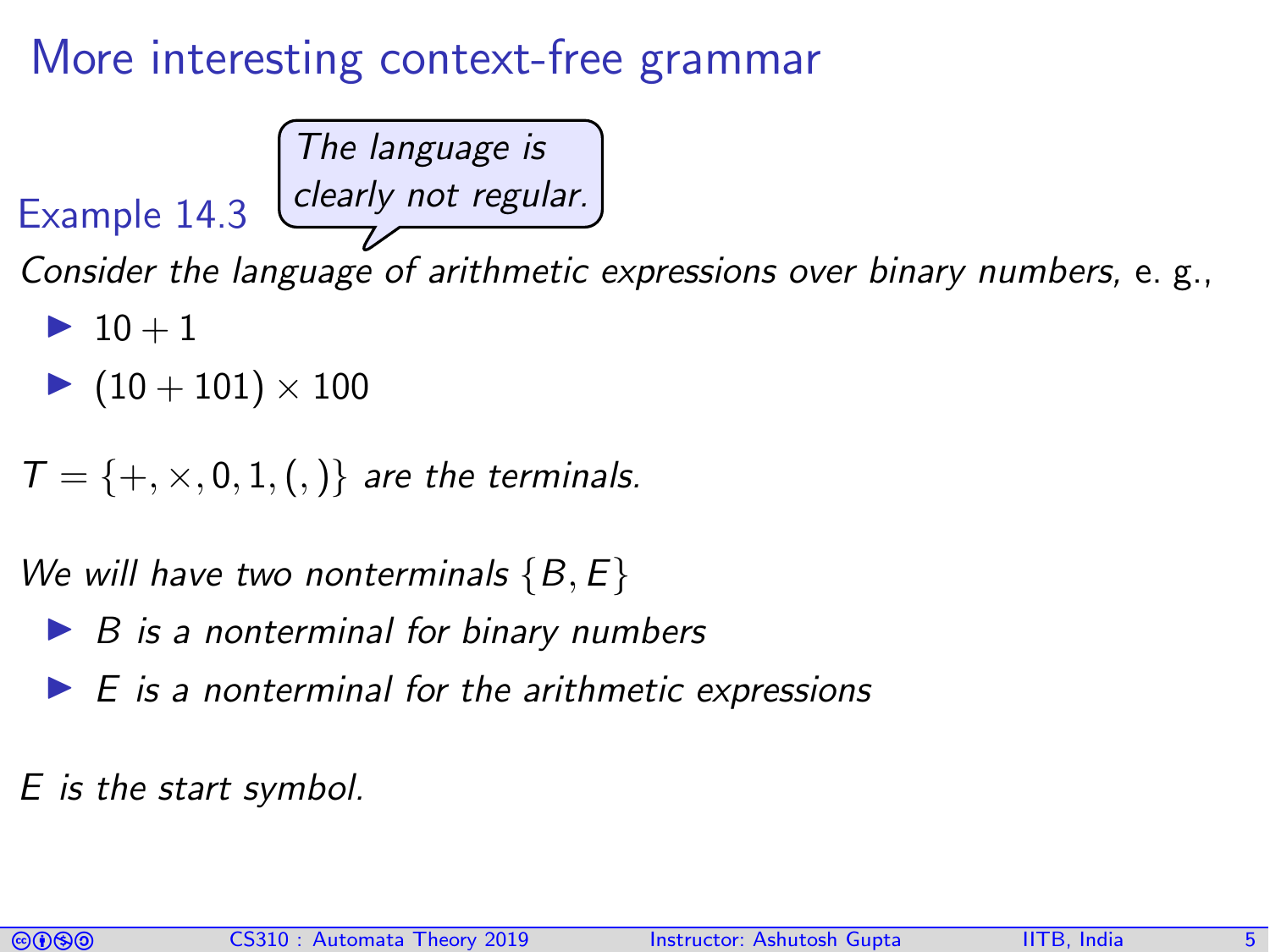# More interesting context-free grammar

*The language is clearly not regular.*

Example 14.3

*Consider the language of arithmetic expressions over binary numbers,* e. g.,

- $10 + 1$
- $(10 + 101) \times 100$

$T = \{+, \times, 0, 1, (, )\}$ *are the terminals.*

*We will have two nonterminals* $\{B, E\}$

- *$B$ is a nonterminal for binary numbers*
- *$E$ is a nonterminal for the arithmetic expressions*

*$E$ is the start symbol.*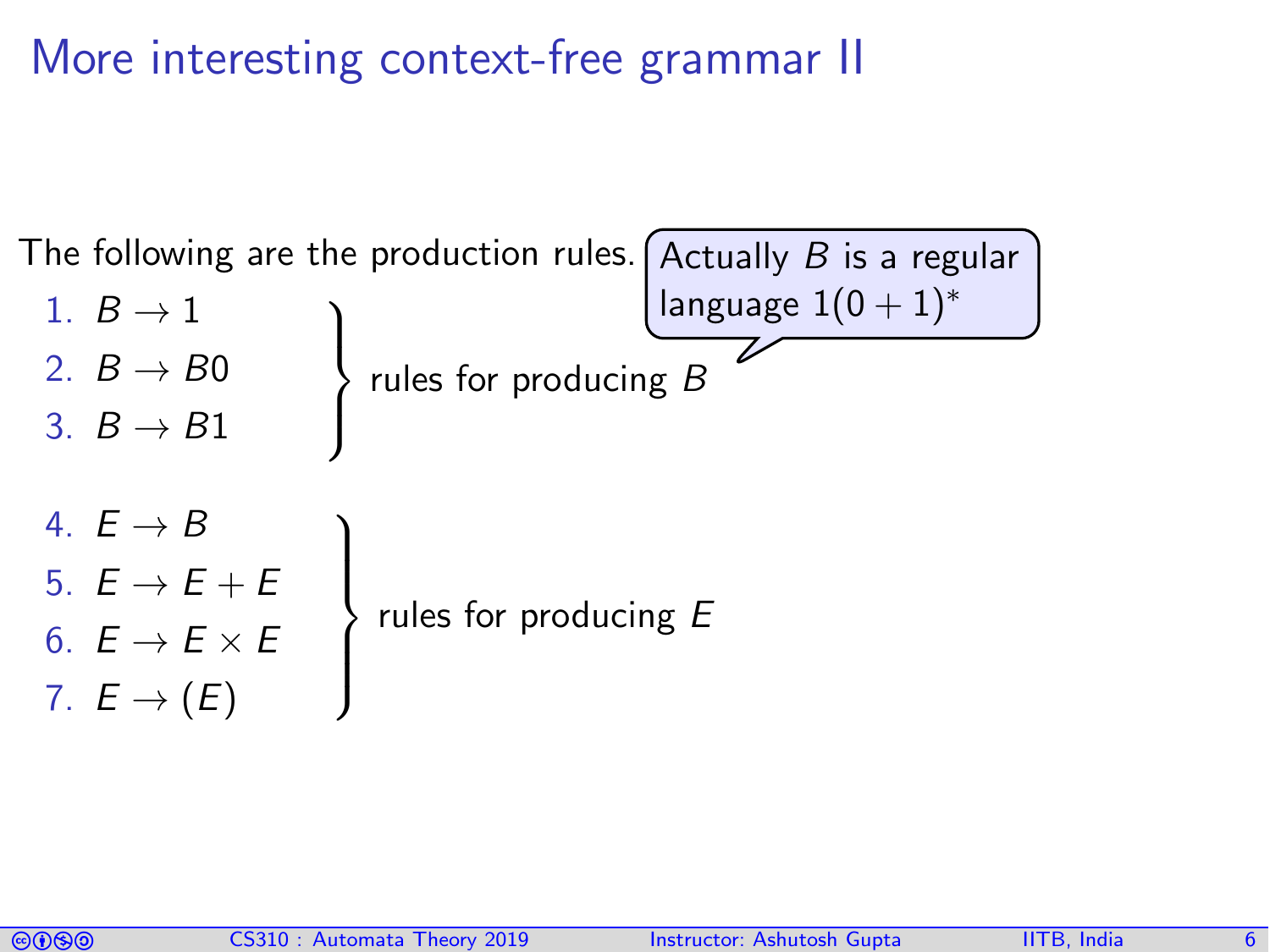# More interesting context-free grammar II

The following are the production rules.

> Actually $B$ is a regular language $1(0+1)^*$

1. $B \rightarrow 1$
2. $B \rightarrow B0$
3. $B \rightarrow B1$

} rules for producing $B$

4. $E \rightarrow B$
5. $E \rightarrow E + E$
6. $E \rightarrow E \times E$
7. $E \rightarrow (E)$

} rules for producing $E$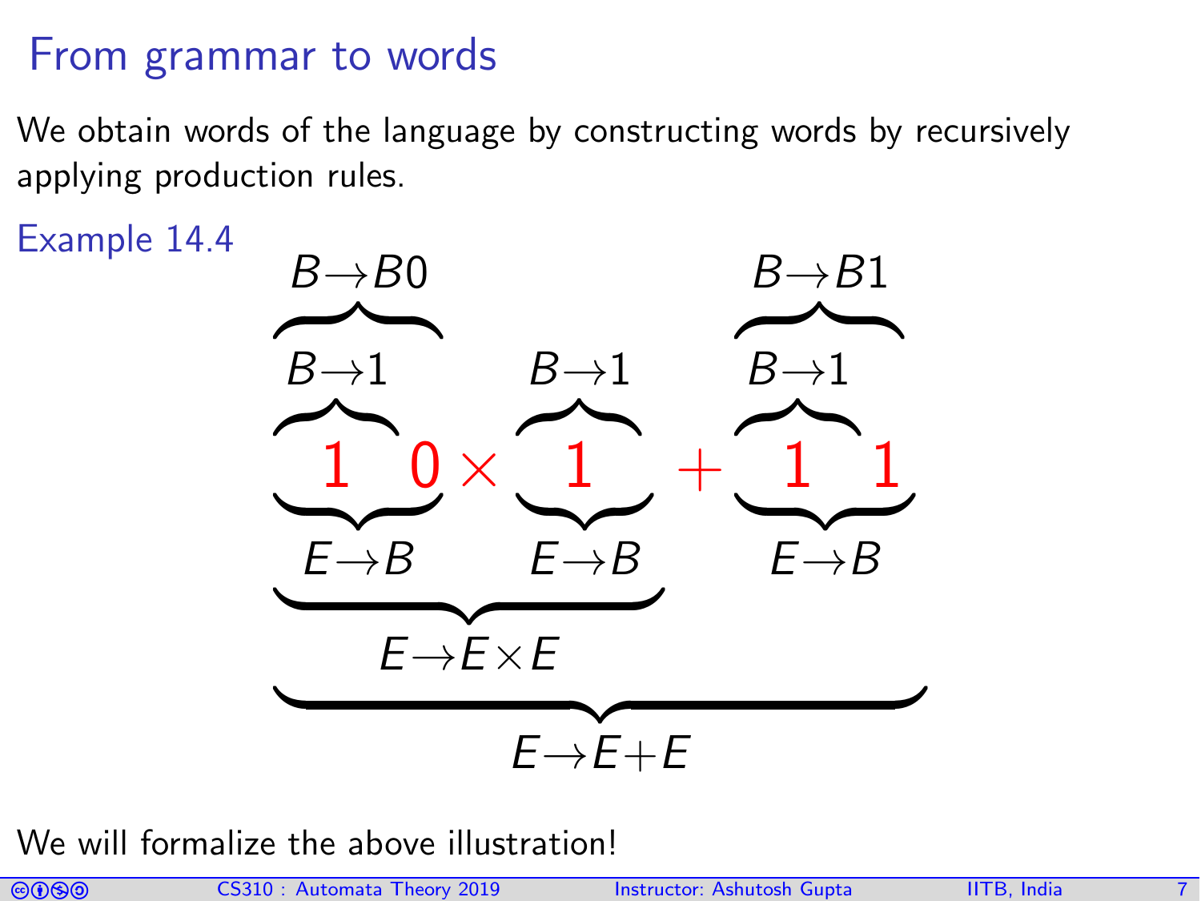# From grammar to words

We obtain words of the language by constructing words by recursively applying production rules.

**Example 14.4**

$$\underbrace{\overbrace{\overbrace{1}^{B\to 1}\;\;0}^{B\to B0}}_{E\to B} \times \underbrace{\overbrace{1}^{B\to 1}}_{E\to B} + \underbrace{\overbrace{\overbrace{1}^{B\to 1}\;\;1}^{B\to B1}}_{E\to B}$$

where $1\,0 \times 1$ is derived by $E \to E \times E$, and the whole word $1\,0 \times 1 + 1\,1$ is derived by $E \to E + E$.

We will formalize the above illustration!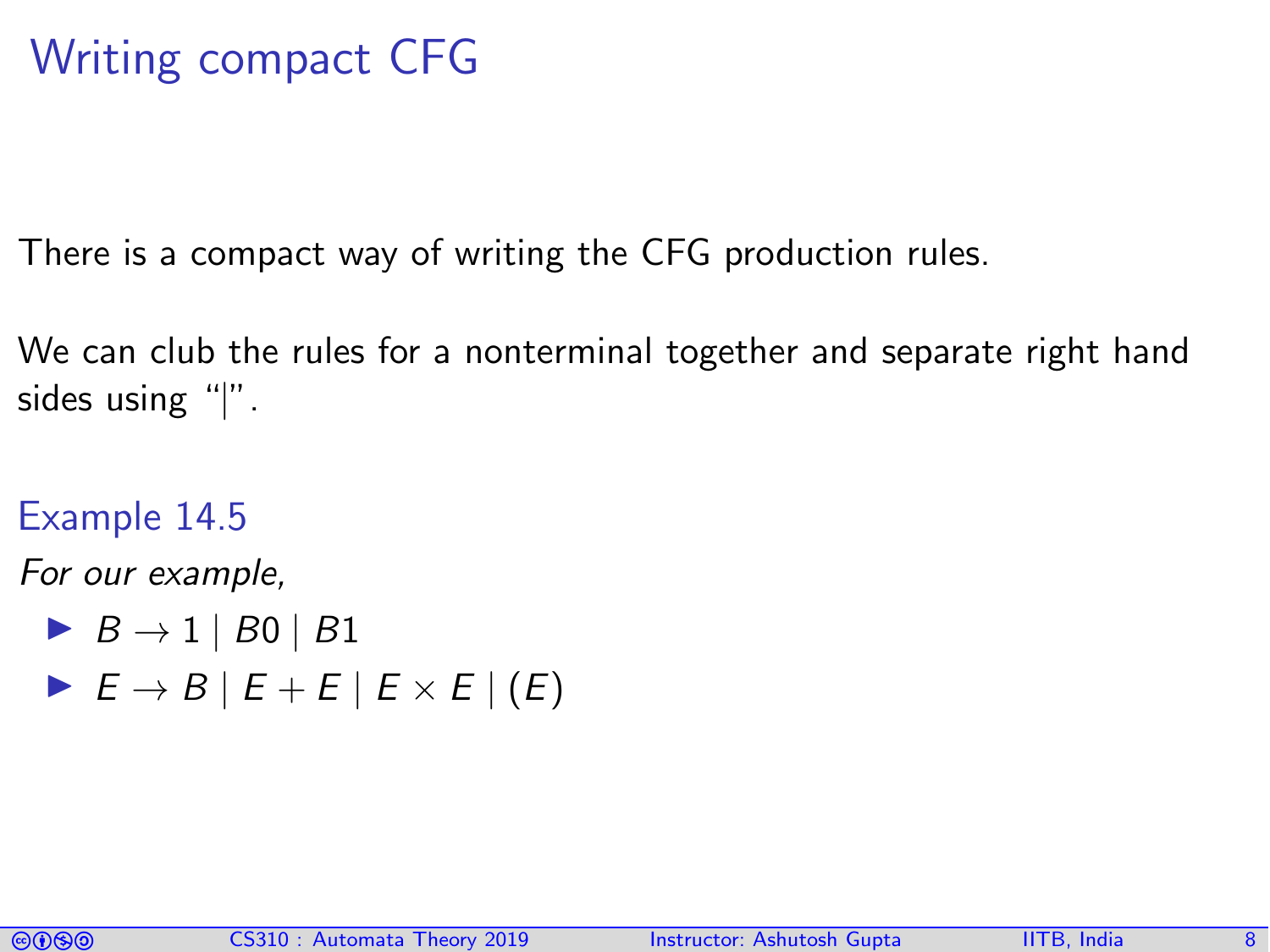# Writing compact CFG

There is a compact way of writing the CFG production rules.

We can club the rules for a nonterminal together and separate right hand sides using "|".

## Example 14.5

*For our example,*

- $B \rightarrow 1 \mid B0 \mid B1$
- $E \rightarrow B \mid E + E \mid E \times E \mid (E)$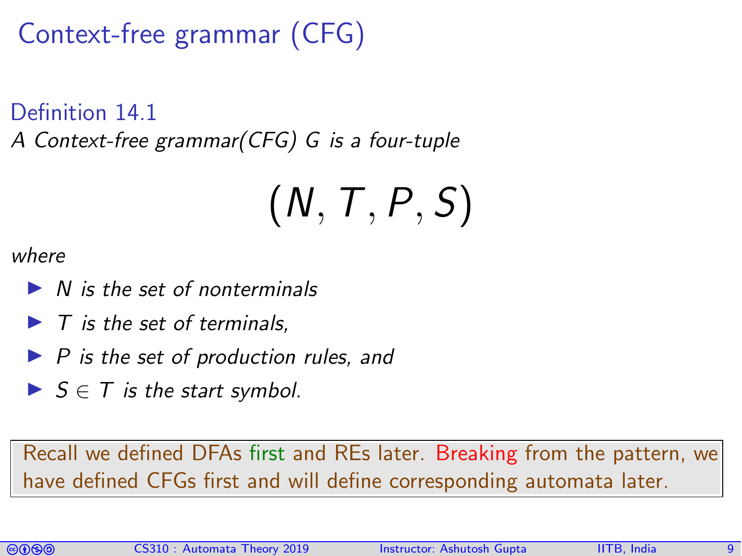# Context-free grammar (CFG)

**Definition 14.1**

*A Context-free grammar(CFG) G is a four-tuple*

$$(N, T, P, S)$$

*where*

- *$N$ is the set of nonterminals*
- *$T$ is the set of terminals,*
- *$P$ is the set of production rules, and*
- *$S \in T$ is the start symbol.*

Recall we defined DFAs first and REs later. Breaking from the pattern, we have defined CFGs first and will define corresponding automata later.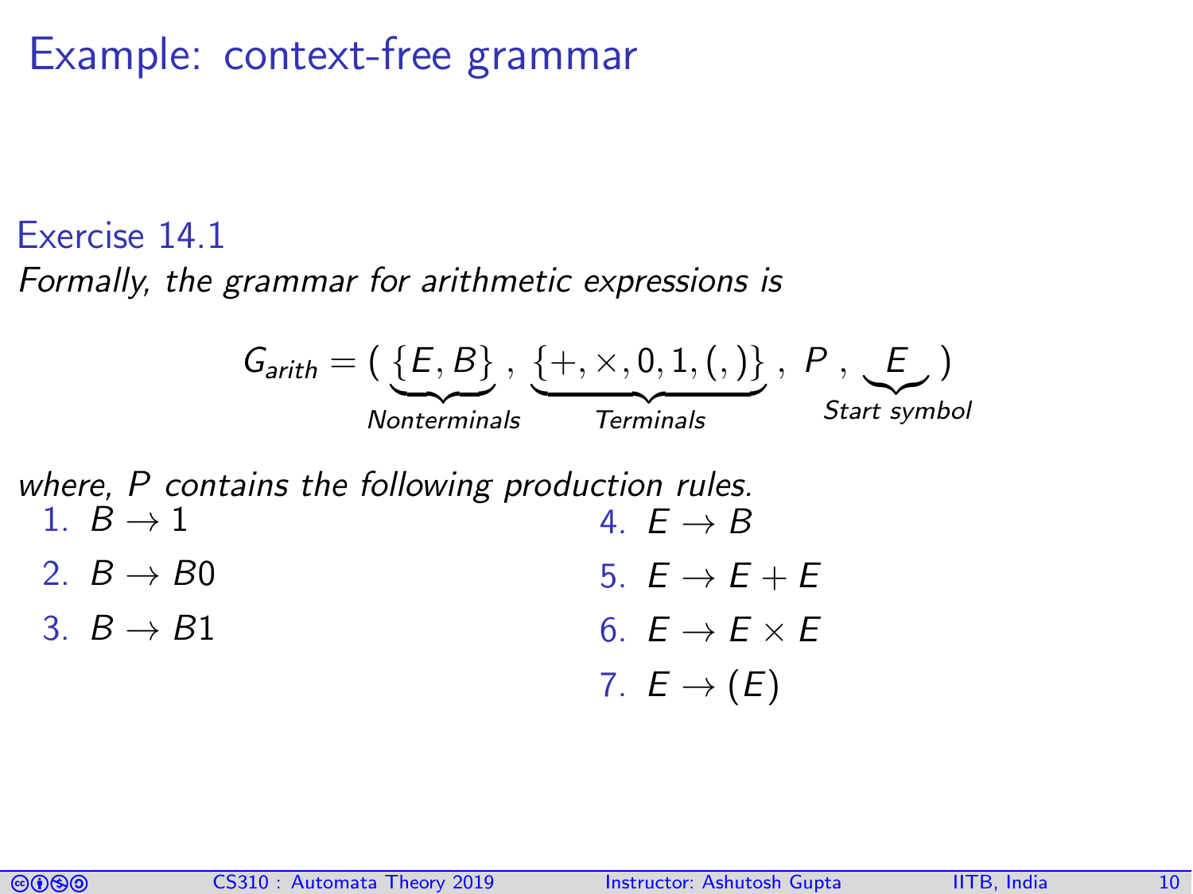# Example: context-free grammar

### Exercise 14.1

*Formally, the grammar for arithmetic expressions is*

$$G_{arith} = (\underbrace{\{E, B\}}_{Nonterminals}, \underbrace{\{+, \times, 0, 1, (, )\}}_{Terminals}, P, \underbrace{E}_{Start\ symbol})$$

*where, $P$ contains the following production rules.*

1. $B \rightarrow 1$
2. $B \rightarrow B0$
3. $B \rightarrow B1$
4. $E \rightarrow B$
5. $E \rightarrow E + E$
6. $E \rightarrow E \times E$
7. $E \rightarrow (E)$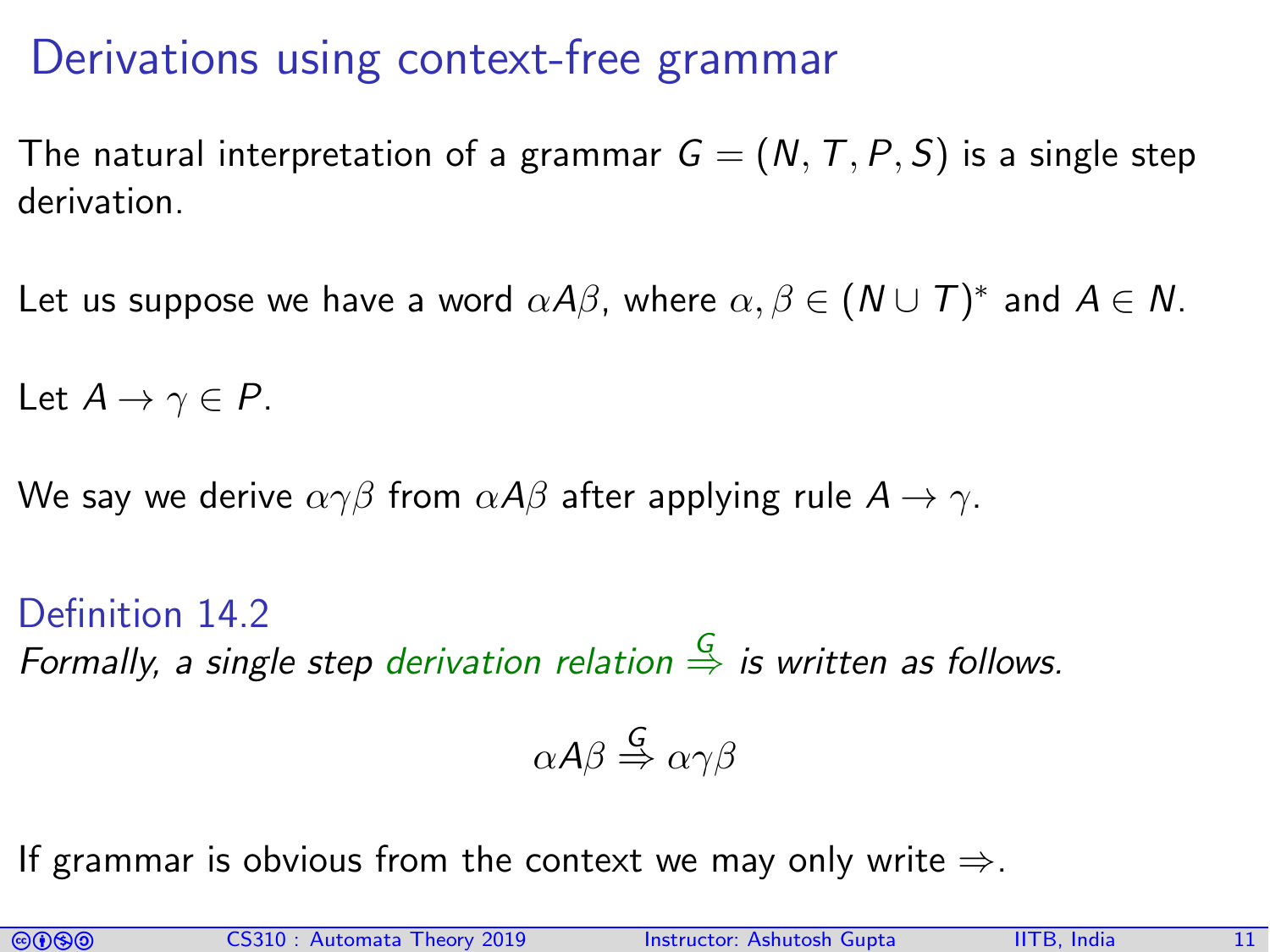# Derivations using context-free grammar

The natural interpretation of a grammar $G = (N, T, P, S)$ is a single step derivation.

Let us suppose we have a word $\alpha A \beta$, where $\alpha, \beta \in (N \cup T)^*$ and $A \in N$.

Let $A \rightarrow \gamma \in P$.

We say we derive $\alpha\gamma\beta$ from $\alpha A \beta$ after applying rule $A \rightarrow \gamma$.

**Definition 14.2**

*Formally, a single step derivation relation $\overset{G}{\Rightarrow}$ is written as follows.*

$$\alpha A \beta \overset{G}{\Rightarrow} \alpha \gamma \beta$$

If grammar is obvious from the context we may only write $\Rightarrow$.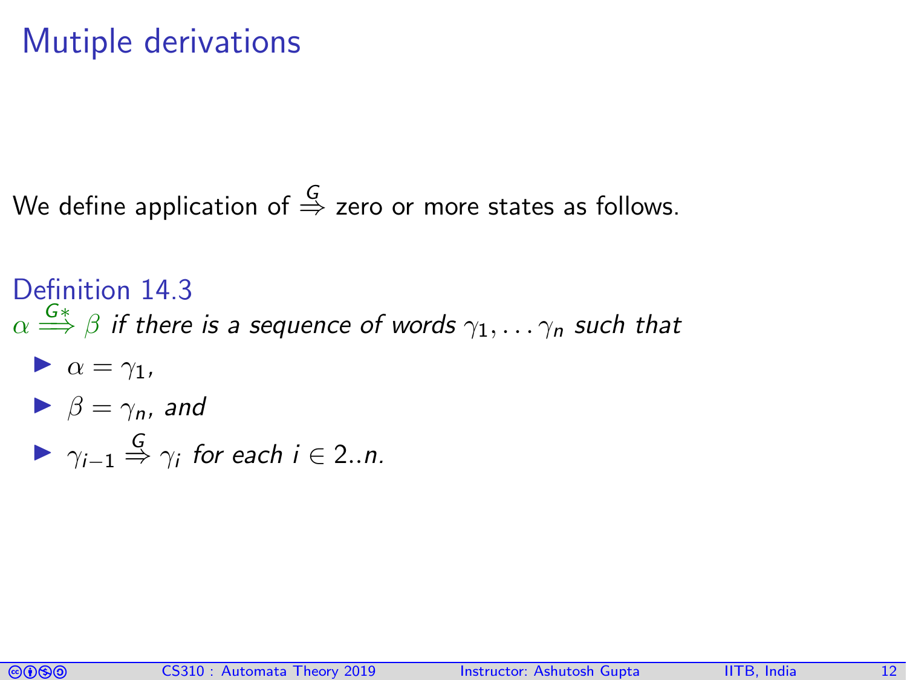# Mutiple derivations

We define application of $\overset{G}{\Rightarrow}$ zero or more states as follows.

### Definition 14.3

$\alpha \overset{G*}{\Longrightarrow} \beta$ *if there is a sequence of words* $\gamma_1, \ldots \gamma_n$ *such that*

- $\alpha = \gamma_1$,
- $\beta = \gamma_n$, *and*
- $\gamma_{i-1} \overset{G}{\Rightarrow} \gamma_i$ *for each* $i \in 2..n$.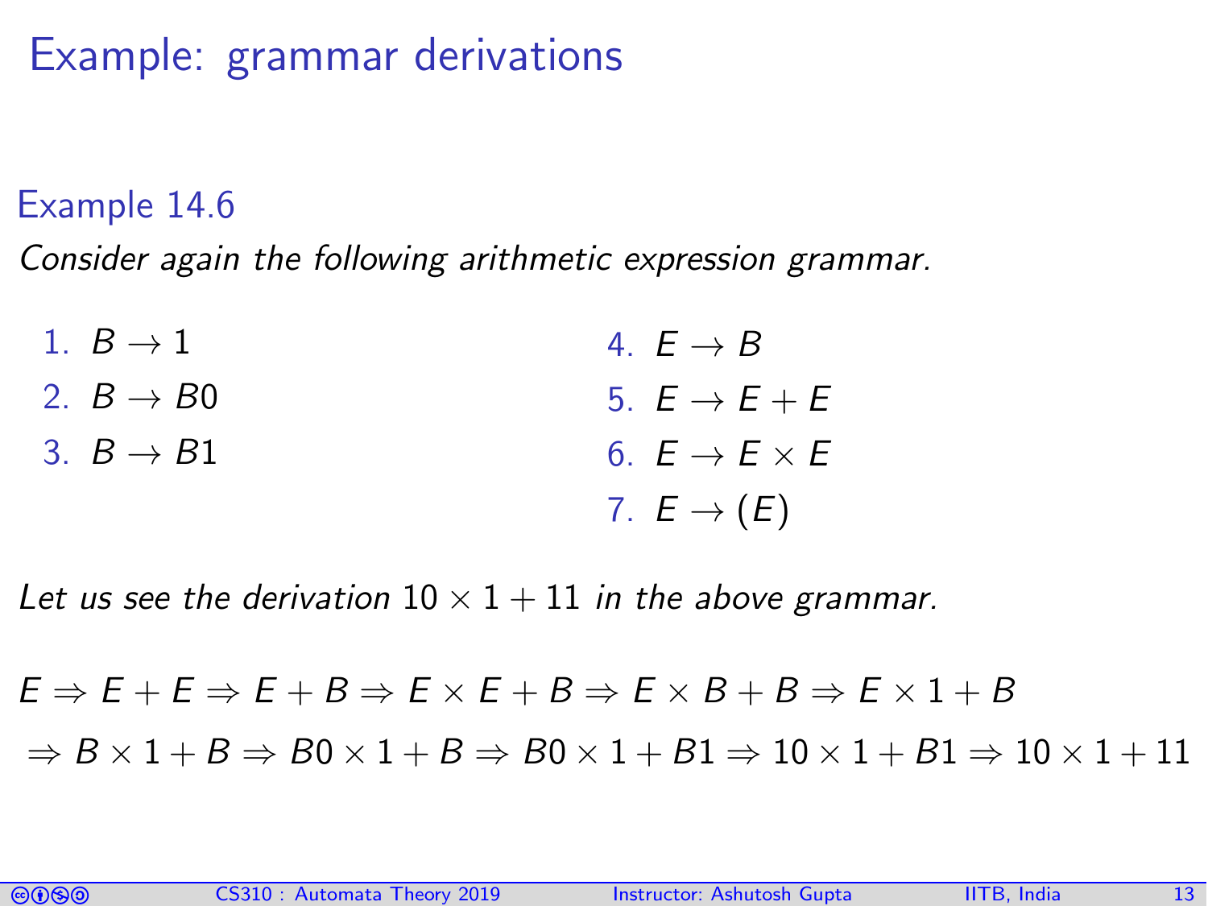# Example: grammar derivations

### Example 14.6

*Consider again the following arithmetic expression grammar.*

1. $B \rightarrow 1$
2. $B \rightarrow B0$
3. $B \rightarrow B1$
4. $E \rightarrow B$
5. $E \rightarrow E + E$
6. $E \rightarrow E \times E$
7. $E \rightarrow (E)$

*Let us see the derivation* $10 \times 1 + 11$ *in the above grammar.*

$$E \Rightarrow E + E \Rightarrow E + B \Rightarrow E \times E + B \Rightarrow E \times B + B \Rightarrow E \times 1 + B$$

$$\Rightarrow B \times 1 + B \Rightarrow B0 \times 1 + B \Rightarrow B0 \times 1 + B1 \Rightarrow 10 \times 1 + B1 \Rightarrow 10 \times 1 + 11$$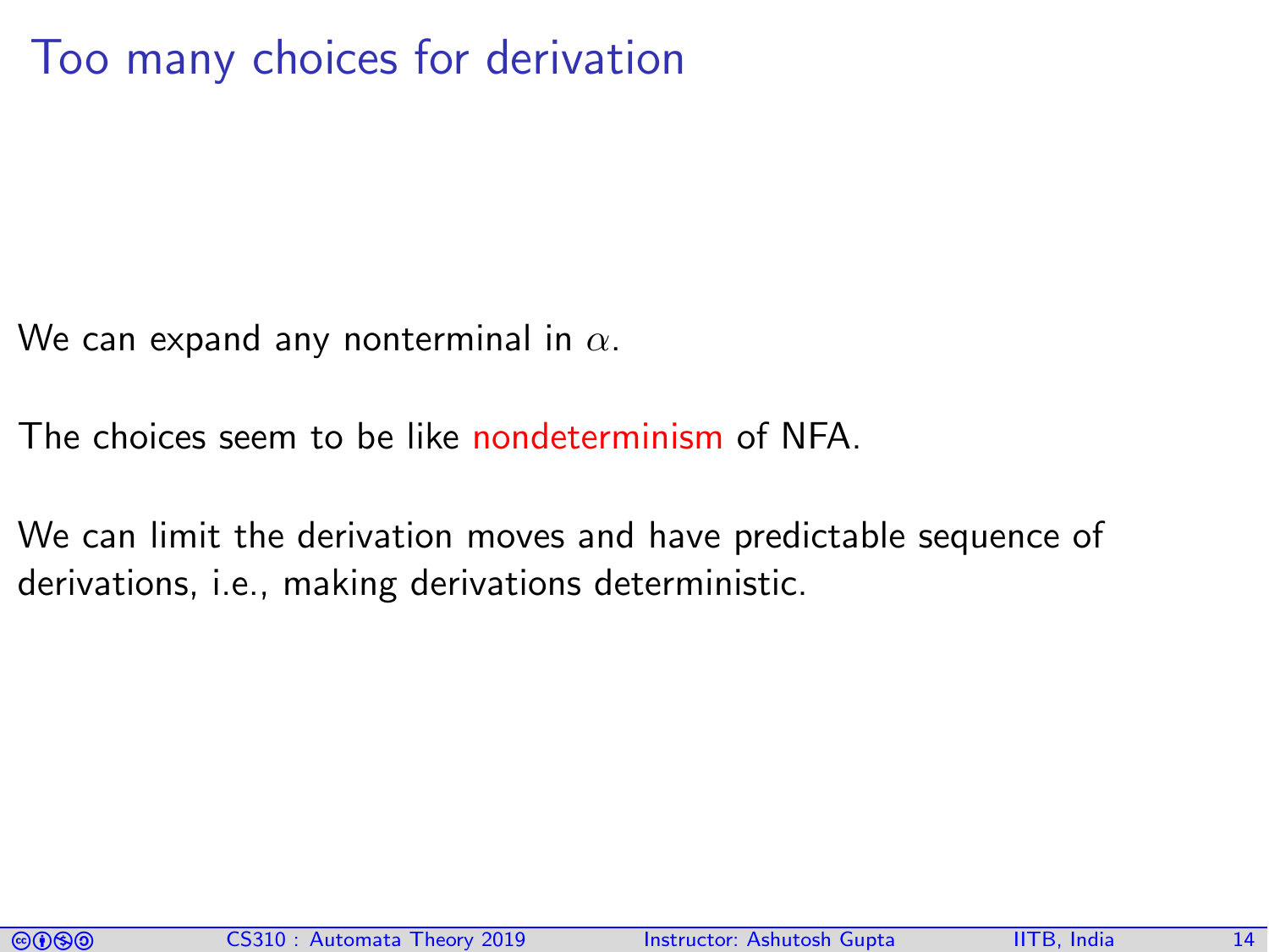# Too many choices for derivation

We can expand any nonterminal in $\alpha$.

The choices seem to be like nondeterminism of NFA.

We can limit the derivation moves and have predictable sequence of derivations, i.e., making derivations deterministic.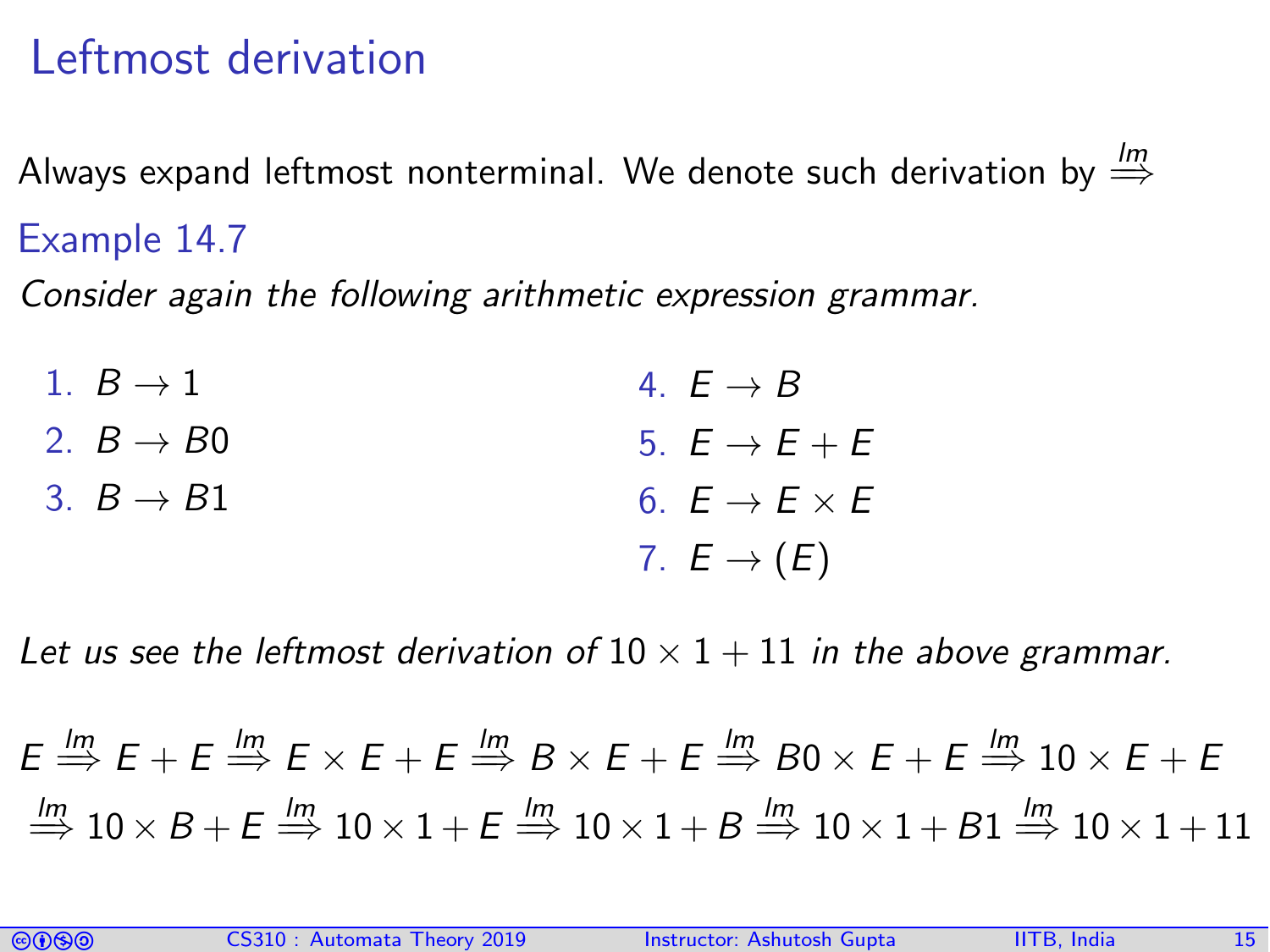# Leftmost derivation

Always expand leftmost nonterminal. We denote such derivation by $\overset{lm}{\Longrightarrow}$

### Example 14.7

*Consider again the following arithmetic expression grammar.*

1. $B \rightarrow 1$
2. $B \rightarrow B0$
3. $B \rightarrow B1$
4. $E \rightarrow B$
5. $E \rightarrow E + E$
6. $E \rightarrow E \times E$
7. $E \rightarrow (E)$

*Let us see the leftmost derivation of* $10 \times 1 + 11$ *in the above grammar.*

$$E \overset{lm}{\Longrightarrow} E + E \overset{lm}{\Longrightarrow} E \times E + E \overset{lm}{\Longrightarrow} B \times E + E \overset{lm}{\Longrightarrow} B0 \times E + E \overset{lm}{\Longrightarrow} 10 \times E + E$$
$$\overset{lm}{\Longrightarrow} 10 \times B + E \overset{lm}{\Longrightarrow} 10 \times 1 + E \overset{lm}{\Longrightarrow} 10 \times 1 + B \overset{lm}{\Longrightarrow} 10 \times 1 + B1 \overset{lm}{\Longrightarrow} 10 \times 1 + 11$$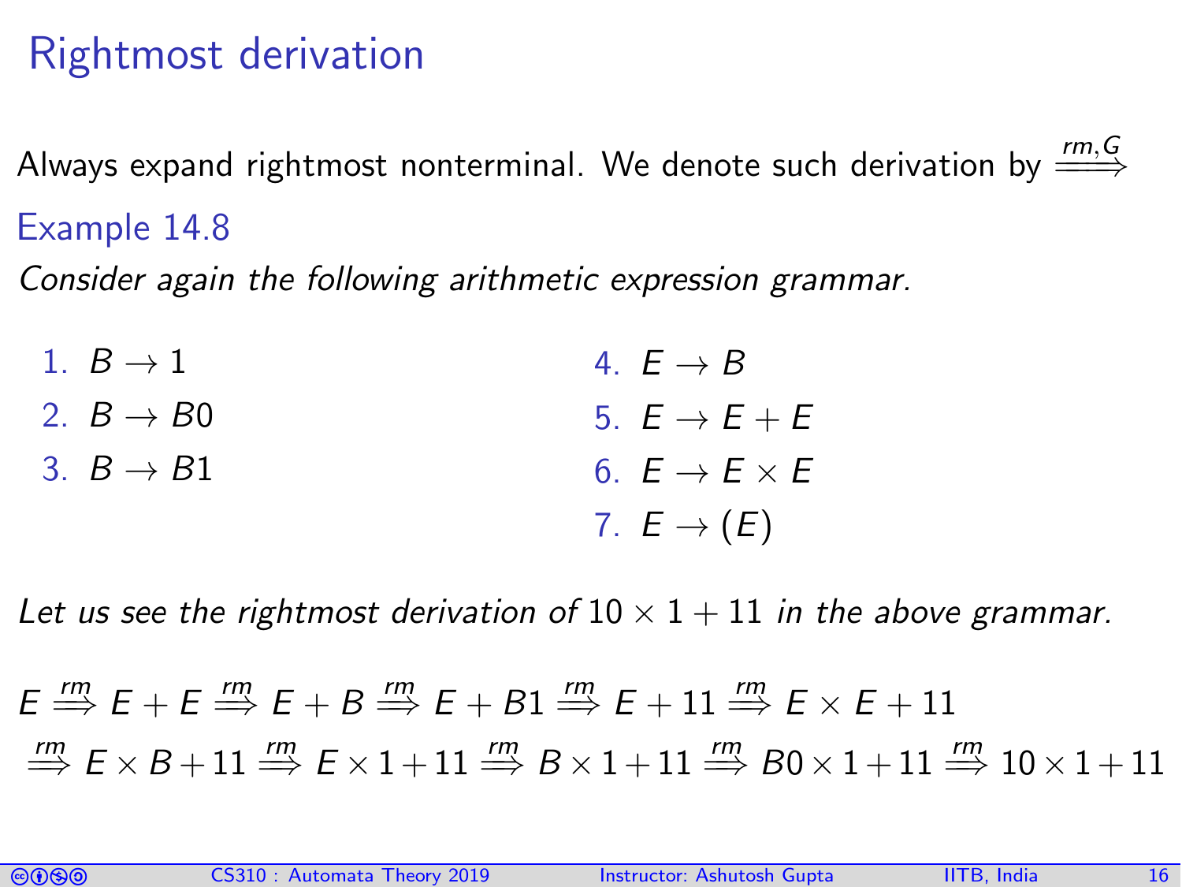# Rightmost derivation

Always expand rightmost nonterminal. We denote such derivation by $\xrightarrow{rm,G}$

### Example 14.8

*Consider again the following arithmetic expression grammar.*

1. $B \rightarrow 1$
2. $B \rightarrow B0$
3. $B \rightarrow B1$
4. $E \rightarrow B$
5. $E \rightarrow E + E$
6. $E \rightarrow E \times E$
7. $E \rightarrow (E)$

*Let us see the rightmost derivation of* $10 \times 1 + 11$ *in the above grammar.*

$$E \overset{rm}{\Longrightarrow} E + E \overset{rm}{\Longrightarrow} E + B \overset{rm}{\Longrightarrow} E + B1 \overset{rm}{\Longrightarrow} E + 11 \overset{rm}{\Longrightarrow} E \times E + 11$$

$$\overset{rm}{\Longrightarrow} E \times B + 11 \overset{rm}{\Longrightarrow} E \times 1 + 11 \overset{rm}{\Longrightarrow} B \times 1 + 11 \overset{rm}{\Longrightarrow} B0 \times 1 + 11 \overset{rm}{\Longrightarrow} 10 \times 1 + 11$$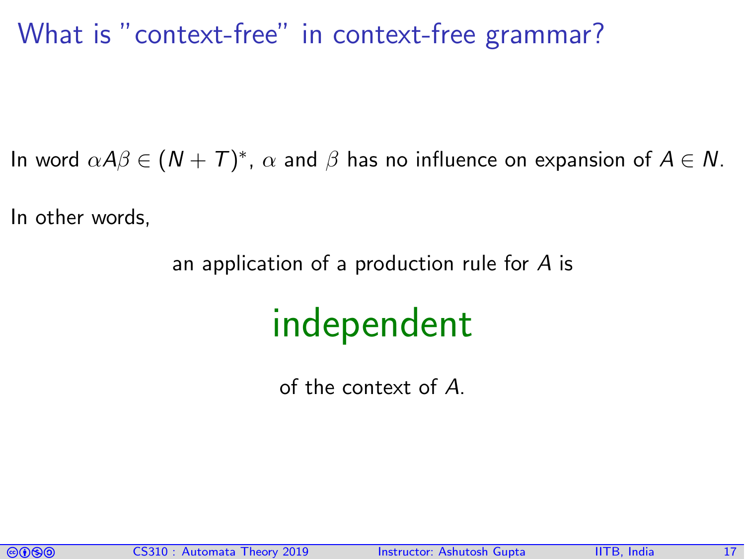# What is "context-free" in context-free grammar?

In word $\alpha A \beta \in (N + T)^*$, $\alpha$ and $\beta$ has no influence on expansion of $A \in N$.

In other words,

an application of a production rule for $A$ is

**independent**

of the context of $A$.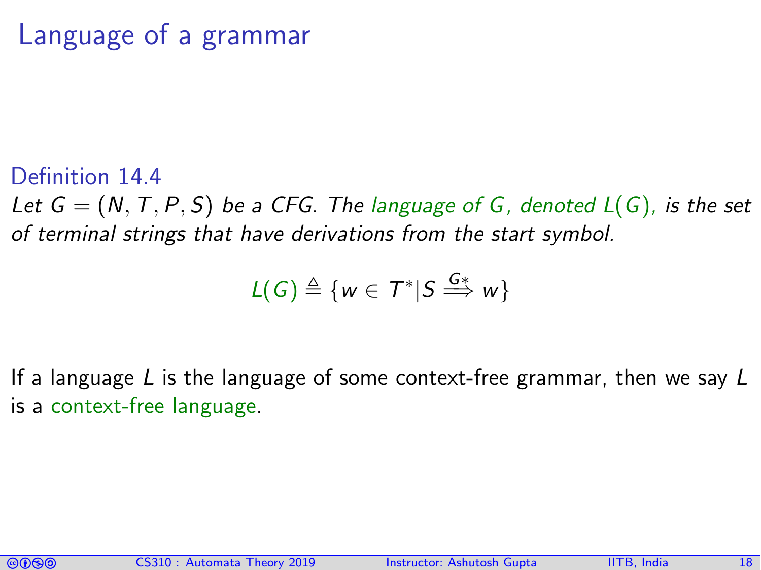# Language of a grammar

**Definition 14.4**

*Let $G = (N, T, P, S)$ be a CFG. The language of $G$, denoted $L(G)$, is the set of terminal strings that have derivations from the start symbol.*

$$L(G) \triangleq \{w \in T^* | S \overset{G*}{\Longrightarrow} w\}$$

If a language $L$ is the language of some context-free grammar, then we say $L$ is a context-free language.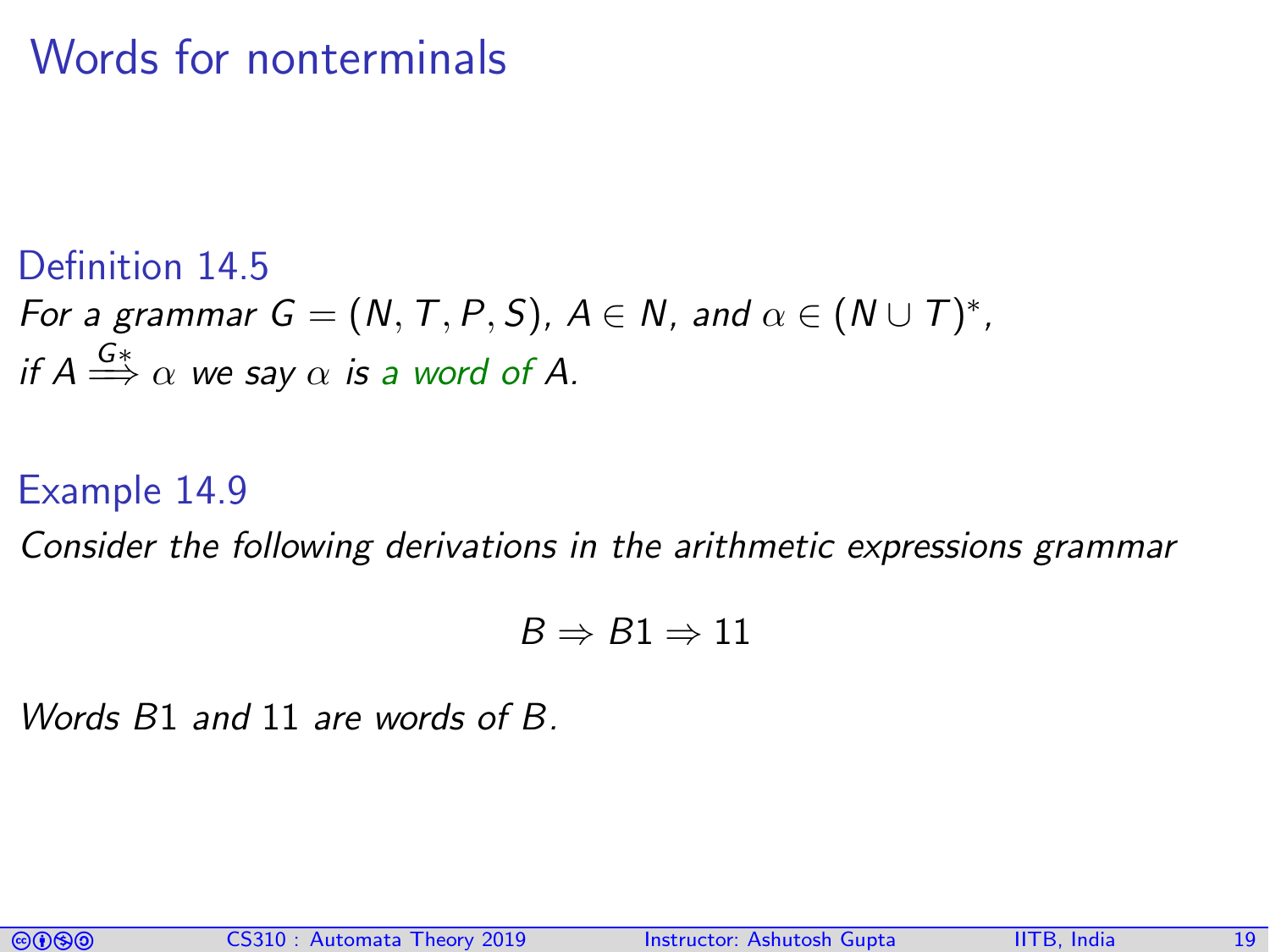# Words for nonterminals

**Definition 14.5**

*For a grammar $G = (N, T, P, S)$, $A \in N$, and $\alpha \in (N \cup T)^*$, if $A \overset{G*}{\Longrightarrow} \alpha$ we say $\alpha$ is a word of $A$.*

**Example 14.9**

*Consider the following derivations in the arithmetic expressions grammar*

$$B \Rightarrow B1 \Rightarrow 11$$

*Words $B1$ and $11$ are words of $B$.*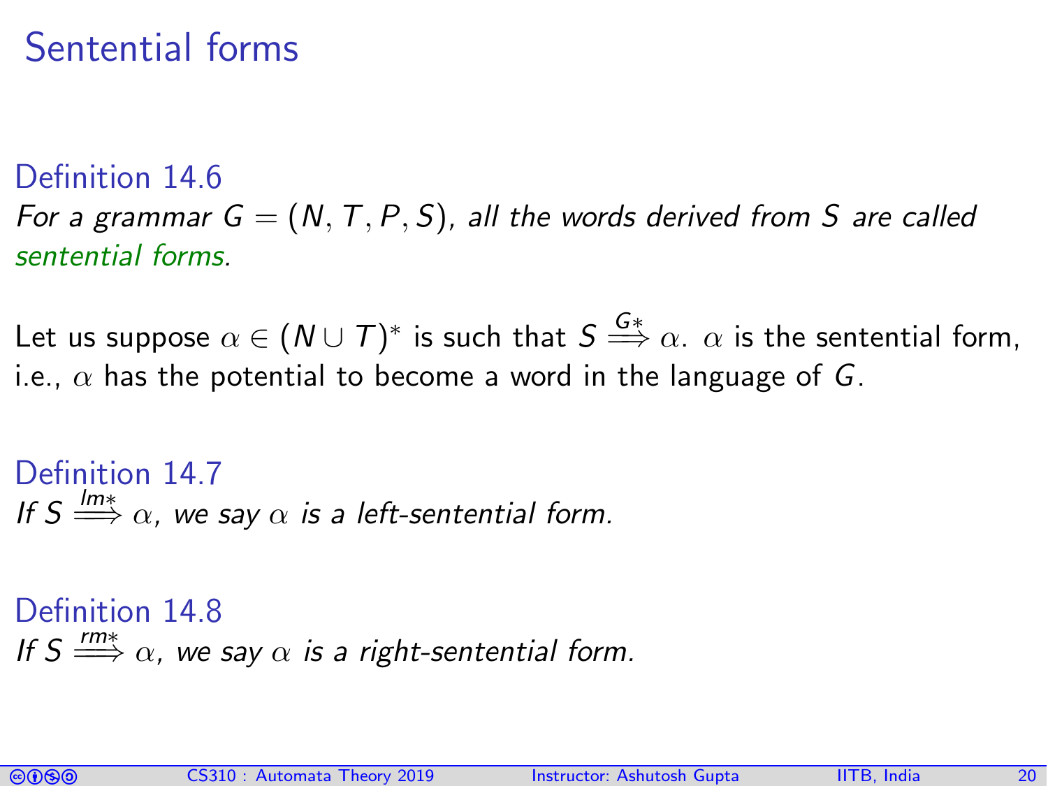# Sentential forms

**Definition 14.6**

*For a grammar $G = (N, T, P, S)$, all the words derived from $S$ are called sentential forms.*

Let us suppose $\alpha \in (N \cup T)^*$ is such that $S \overset{G*}{\Longrightarrow} \alpha$. $\alpha$ is the sentential form, i.e., $\alpha$ has the potential to become a word in the language of $G$.

**Definition 14.7**

*If $S \overset{lm*}{\Longrightarrow} \alpha$, we say $\alpha$ is a left-sentential form.*

**Definition 14.8**

*If $S \overset{rm*}{\Longrightarrow} \alpha$, we say $\alpha$ is a right-sentential form.*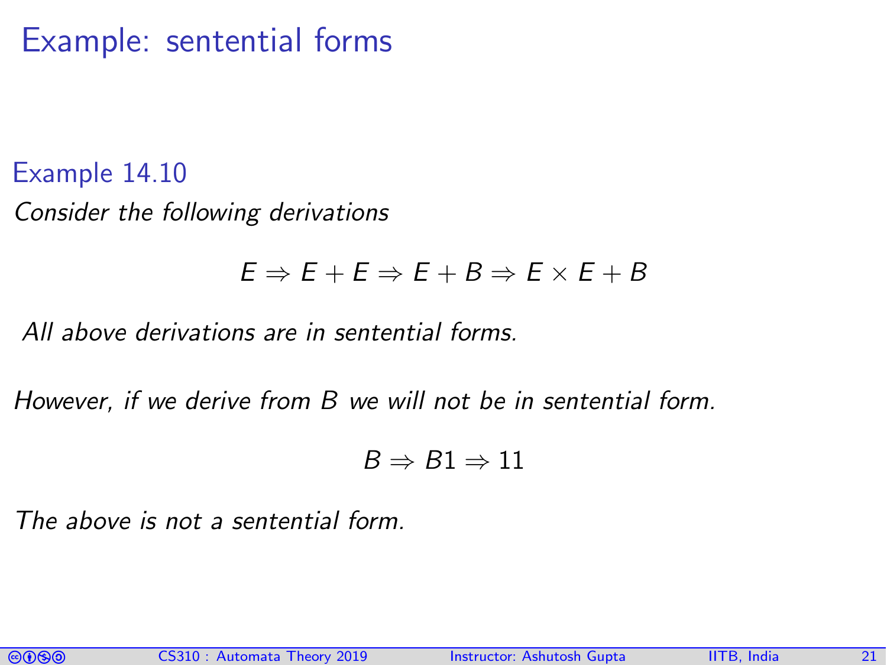# Example: sentential forms

### Example 14.10

*Consider the following derivations*

$$E \Rightarrow E + E \Rightarrow E + B \Rightarrow E \times E + B$$

*All above derivations are in sentential forms.*

*However, if we derive from B we will not be in sentential form.*

$$B \Rightarrow B1 \Rightarrow 11$$

*The above is not a sentential form.*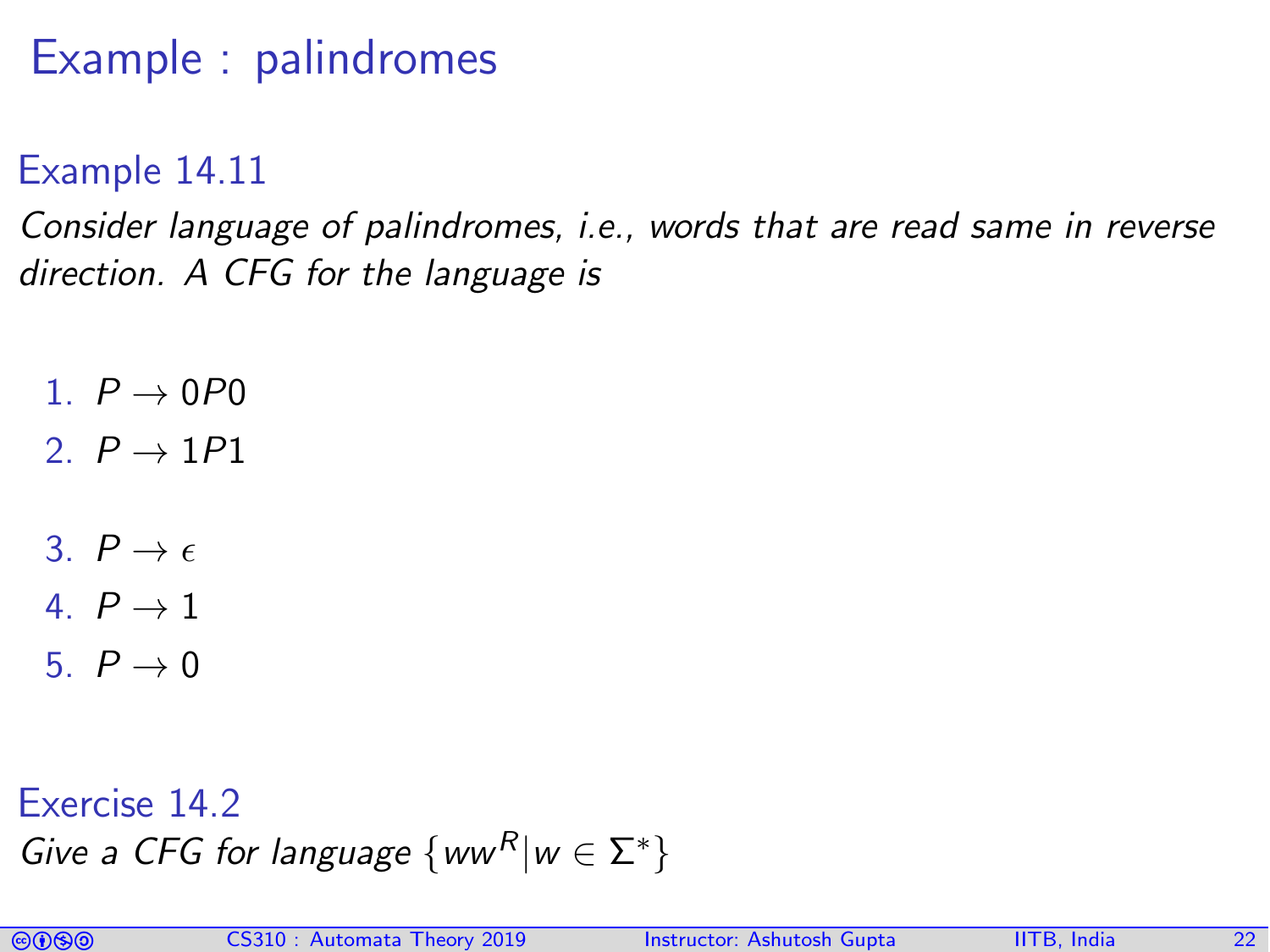# Example : palindromes

## Example 14.11

*Consider language of palindromes, i.e., words that are read same in reverse direction. A CFG for the language is*

1. $P \rightarrow 0P0$
2. $P \rightarrow 1P1$
3. $P \rightarrow \epsilon$
4. $P \rightarrow 1$
5. $P \rightarrow 0$

## Exercise 14.2

*Give a CFG for language* $\{ww^R | w \in \Sigma^*\}$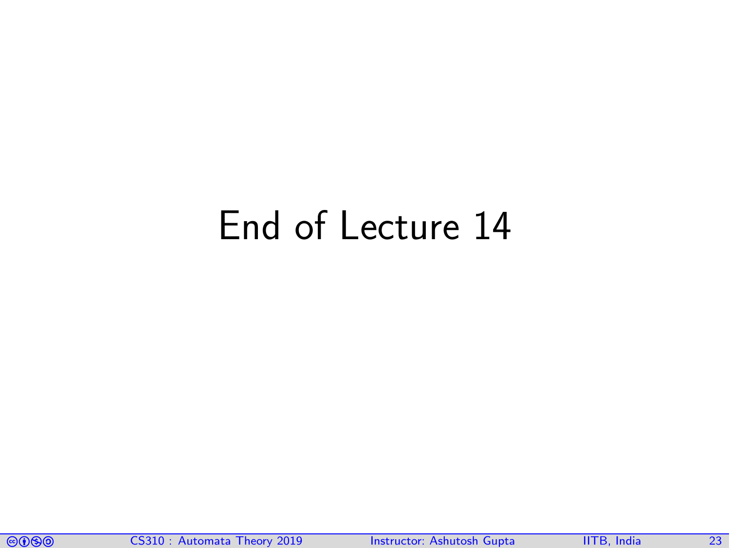# End of Lecture 14